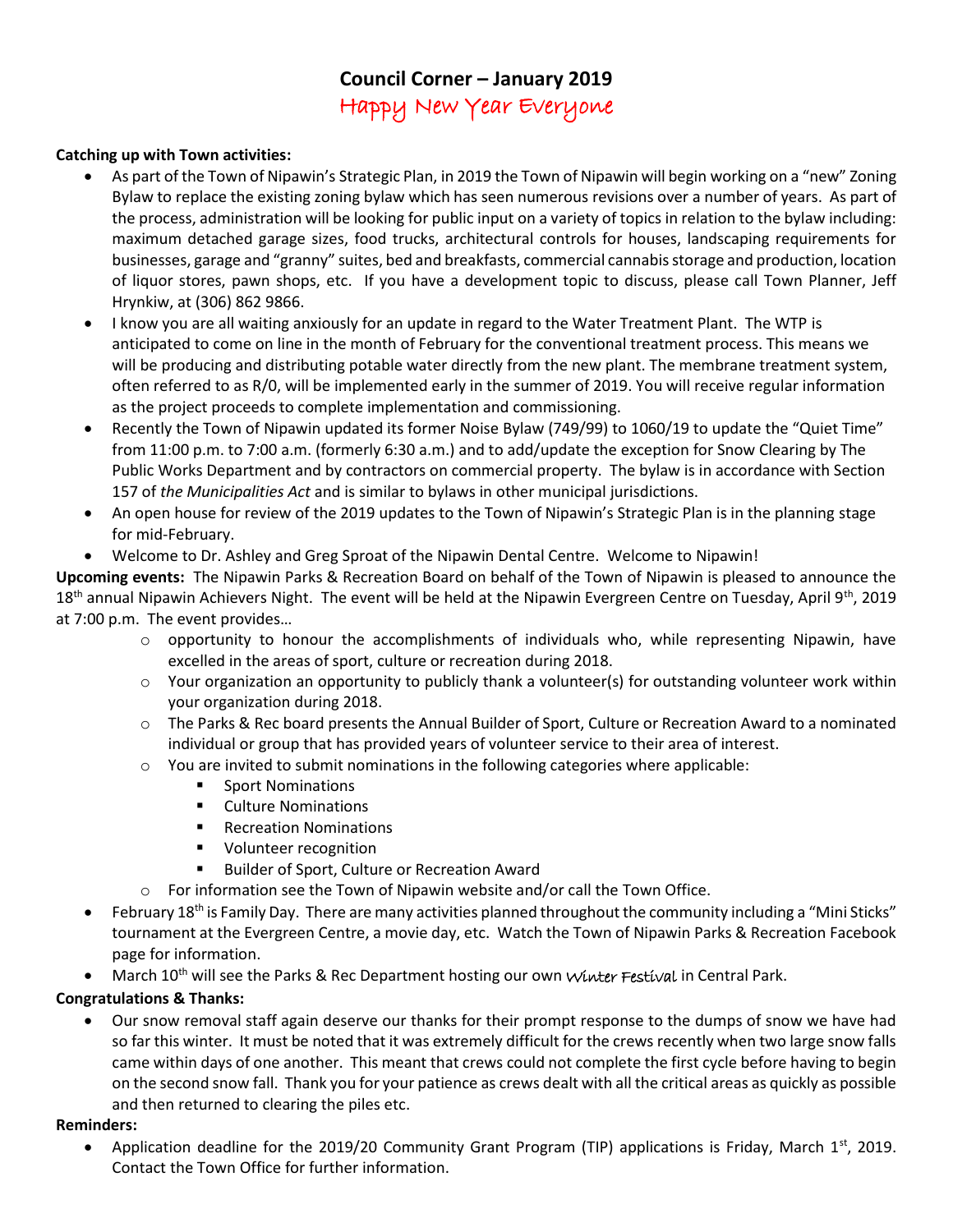# Council Corner – January 2019

## Happy New Year Everyone

**Catching up with Town activities:**

- As part of the Town of Nipawin's Strategic Plan, in 2019 the Town of Nipawin will begin working on a "new" Zoning Bylaw to replace the existing zoning bylaw which has seen numerous revisions over a number of years. As part of the process, administration will be looking for public input on a variety of topics in relation to the bylaw including: maximum detached garage sizes, food trucks, architectural controls for houses, landscaping requirements for businesses, garage and "granny" suites, bed and breakfasts, commercial cannabis storage and production, location of liquor stores, pawn shops, etc. If you have a development topic to discuss, please call Town Planner, Jeff Hrynkiw, at (306) 862 9866.
- I know you are all waiting anxiously for an update in regard to the Water Treatment Plant. The WTP is anticipated to come on line in the month of February for the conventional treatment process. This means we will be producing and distributing potable water directly from the new plant. The membrane treatment system, often referred to as R/0, will be implemented early in the summer of 2019. You will receive regular information as the project proceeds to complete implementation and commissioning.
- Recently the Town of Nipawin updated its former Noise Bylaw (749/99) to 1060/19 to update the "Quiet Time" from 11:00 p.m. to 7:00 a.m. (formerly 6:30 a.m.) and to add/update the exception for Snow Clearing by The Public Works Department and by contractors on commercial property. The bylaw is in accordance with Section 157 of *the Municipalities Act* and is similar to bylaws in other municipal jurisdictions.
- An open house for review of the 2019 updates to the Town of Nipawin's Strategic Plan is in the planning stage for mid-February.
- Welcome to Dr. Ashley and Greg Sproat of the Nipawin Dental Centre. Welcome to Nipawin!

**Upcoming events:** The Nipawin Parks & Recreation Board on behalf of the Town of Nipawin is pleased to announce the 18th annual Nipawin Achievers Night. The event will be held at the Nipawin Evergreen Centre on Tuesday, April 9th, 2019 at 7:00 p.m. The event provides…

- opportunity to honour the accomplishments of individuals who, while representing Nipawin, have excelled in the areas of sport, culture or recreation during 2018.
- Your organization an opportunity to publicly thank a volunteer(s) for outstanding volunteer work within your organization during 2018.
- The Parks & Rec board presents the Annual Builder of Sport, Culture or Recreation Award to a nominated individual or group that has provided years of volunteer service to their area of interest.
- You are invited to submit nominations in the following categories where applicable:
  - Sport Nominations
  - Culture Nominations
  - Recreation Nominations
  - Volunteer recognition
  - Builder of Sport, Culture or Recreation Award
- For information see the Town of Nipawin website and/or call the Town Office.

- February 18th is Family Day. There are many activities planned throughout the community including a "Mini Sticks" tournament at the Evergreen Centre, a movie day, etc. Watch the Town of Nipawin Parks & Recreation Facebook page for information.
- March 10th will see the Parks & Rec Department hosting our own *Winter Festival* in Central Park.

**Congratulations & Thanks:**

- Our snow removal staff again deserve our thanks for their prompt response to the dumps of snow we have had so far this winter. It must be noted that it was extremely difficult for the crews recently when two large snow falls came within days of one another. This meant that crews could not complete the first cycle before having to begin on the second snow fall. Thank you for your patience as crews dealt with all the critical areas as quickly as possible and then returned to clearing the piles etc.

**Reminders:**

- Application deadline for the 2019/20 Community Grant Program (TIP) applications is Friday, March 1st, 2019. Contact the Town Office for further information.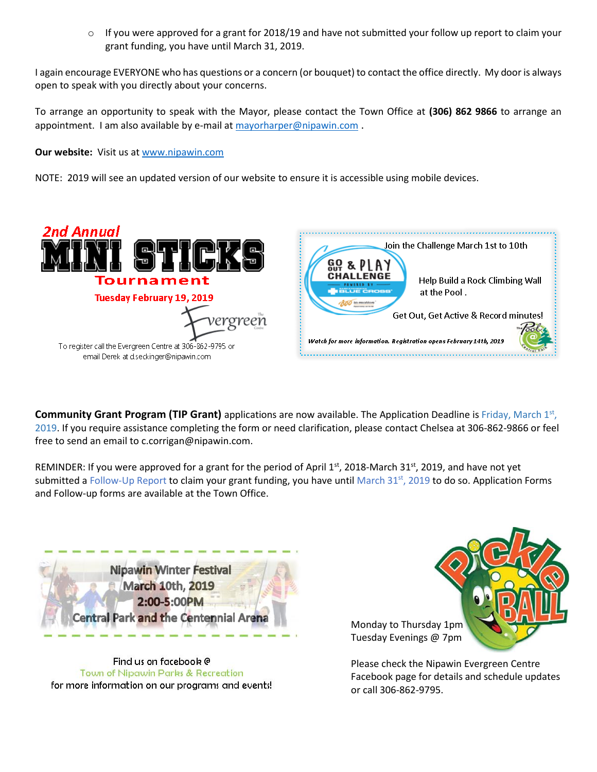- If you were approved for a grant for 2018/19 and have not submitted your follow up report to claim your grant funding, you have until March 31, 2019.

I again encourage EVERYONE who has questions or a concern (or bouquet) to contact the office directly. My door is always open to speak with you directly about your concerns.

To arrange an opportunity to speak with the Mayor, please contact the Town Office at **(306) 862 9866** to arrange an appointment. I am also available by e-mail at mayorharper@nipawin.com .

**Our website:** Visit us at www.nipawin.com

NOTE: 2019 will see an updated version of our website to ensure it is accessible using mobile devices.

2nd Annual
MINI STICKS
Tournament
Tuesday February 19, 2019
Evergreen Centre

To register call the Evergreen Centre at 306-862-9795 or email Derek at d.seckinger@nipawin.com

GO OUT & PLAY CHALLENGE
Join the Challenge March 1st to 10th
Help Build a Rock Climbing Wall at the Pool .
Get Out, Get Active & Record minutes!
*Watch for more information. Registration opens February 14th, 2019*

**Community Grant Program (TIP Grant)** applications are now available. The Application Deadline is Friday, March 1st, 2019. If you require assistance completing the form or need clarification, please contact Chelsea at 306-862-9866 or feel free to send an email to c.corrigan@nipawin.com.

REMINDER: If you were approved for a grant for the period of April 1st, 2018-March 31st, 2019, and have not yet submitted a Follow-Up Report to claim your grant funding, you have until March 31st, 2019 to do so. Application Forms and Follow-up forms are available at the Town Office.

Nipawin Winter Festival
March 10th, 2019
2:00-5:00PM
Central Park and the Centennial Arena

Find us on facebook @
Town of Nipawin Parks & Recreation
for more information on our programs and events!

Pickle BALL
Monday to Thursday 1pm
Tuesday Evenings @ 7pm

Please check the Nipawin Evergreen Centre Facebook page for details and schedule updates or call 306-862-9795.